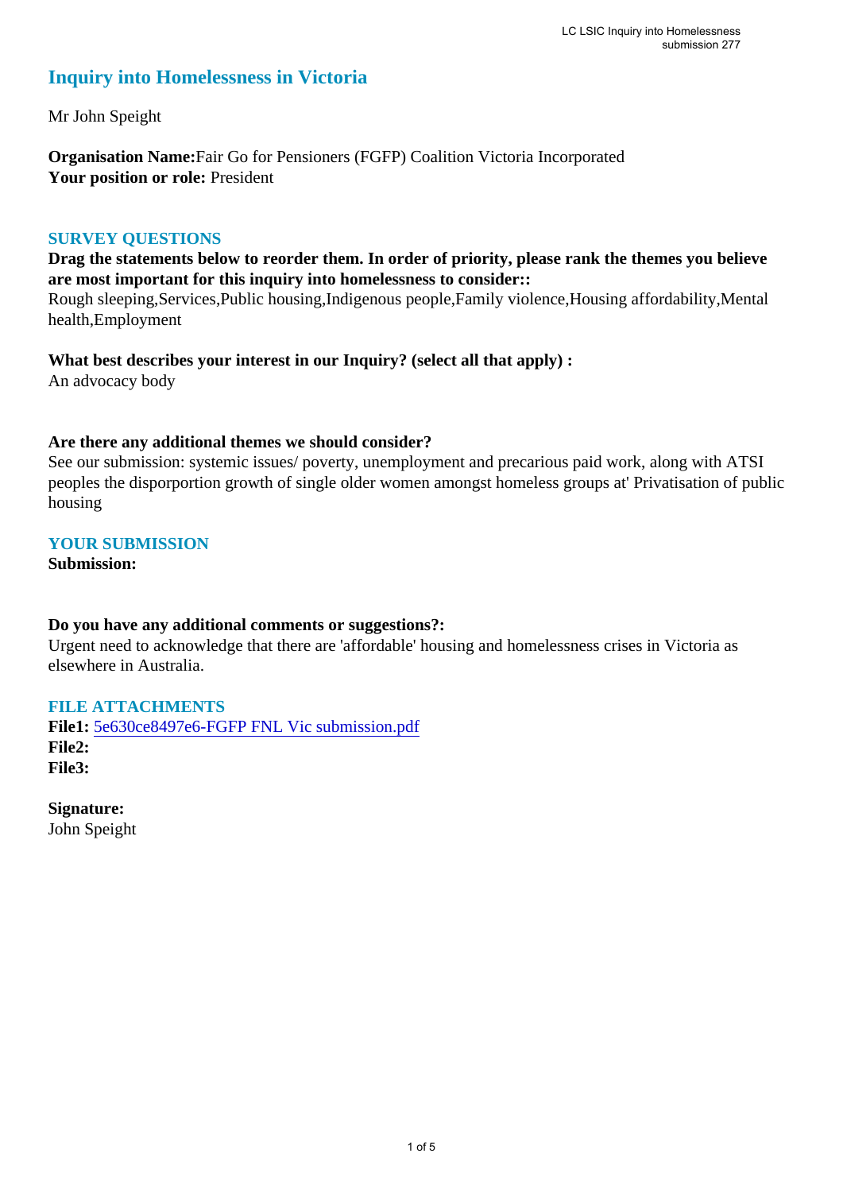# Inquiry into Homelessness in Victoria

Mr John Speight

**Organisation Name:**Fair Go for Pensioners (FGFP) Coalition Victoria Incorporated
**Your position or role:** President

## SURVEY QUESTIONS

**Drag the statements below to reorder them. In order of priority, please rank the themes you believe are most important for this inquiry into homelessness to consider::**
Rough sleeping,Services,Public housing,Indigenous people,Family violence,Housing affordability,Mental health,Employment

**What best describes your interest in our Inquiry? (select all that apply) :**
An advocacy body

**Are there any additional themes we should consider?**
See our submission: systemic issues/ poverty, unemployment and precarious paid work, along with ATSI peoples the disporportion growth of single older women amongst homeless groups at' Privatisation of public housing

## YOUR SUBMISSION

**Submission:**

**Do you have any additional comments or suggestions?:**
Urgent need to acknowledge that there are 'affordable' housing and homelessness crises in Victoria as elsewhere in Australia.

## FILE ATTACHMENTS

**File1:** 5e630ce8497e6-FGFP FNL Vic submission.pdf
**File2:**
**File3:**

**Signature:**
John Speight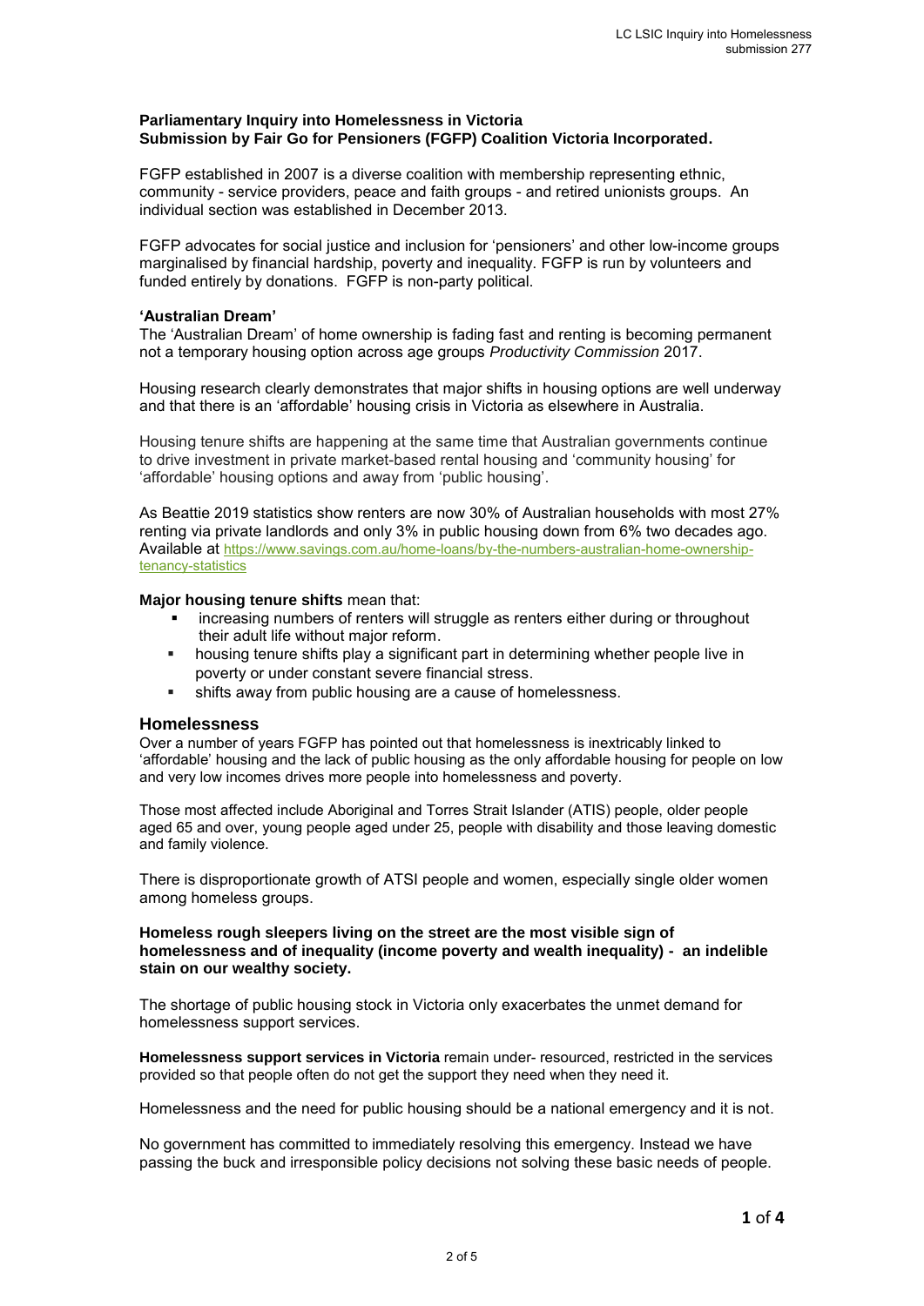**Parliamentary Inquiry into Homelessness in Victoria**
**Submission by Fair Go for Pensioners (FGFP) Coalition Victoria Incorporated.**

FGFP established in 2007 is a diverse coalition with membership representing ethnic, community - service providers, peace and faith groups - and retired unionists groups. An individual section was established in December 2013.

FGFP advocates for social justice and inclusion for 'pensioners' and other low-income groups marginalised by financial hardship, poverty and inequality. FGFP is run by volunteers and funded entirely by donations. FGFP is non-party political.

**'Australian Dream'**

The 'Australian Dream' of home ownership is fading fast and renting is becoming permanent not a temporary housing option across age groups *Productivity Commission* 2017.

Housing research clearly demonstrates that major shifts in housing options are well underway and that there is an 'affordable' housing crisis in Victoria as elsewhere in Australia.

Housing tenure shifts are happening at the same time that Australian governments continue to drive investment in private market-based rental housing and 'community housing' for 'affordable' housing options and away from 'public housing'.

As Beattie 2019 statistics show renters are now 30% of Australian households with most 27% renting via private landlords and only 3% in public housing down from 6% two decades ago. Available at https://www.savings.com.au/home-loans/by-the-numbers-australian-home-ownership-tenancy-statistics

**Major housing tenure shifts** mean that:

- increasing numbers of renters will struggle as renters either during or throughout their adult life without major reform.
- housing tenure shifts play a significant part in determining whether people live in poverty or under constant severe financial stress.
- shifts away from public housing are a cause of homelessness.

## Homelessness

Over a number of years FGFP has pointed out that homelessness is inextricably linked to 'affordable' housing and the lack of public housing as the only affordable housing for people on low and very low incomes drives more people into homelessness and poverty.

Those most affected include Aboriginal and Torres Strait Islander (ATIS) people, older people aged 65 and over, young people aged under 25, people with disability and those leaving domestic and family violence.

There is disproportionate growth of ATSI people and women, especially single older women among homeless groups.

**Homeless rough sleepers living on the street are the most visible sign of homelessness and of inequality (income poverty and wealth inequality) - an indelible stain on our wealthy society.**

The shortage of public housing stock in Victoria only exacerbates the unmet demand for homelessness support services.

**Homelessness support services in Victoria** remain under- resourced, restricted in the services provided so that people often do not get the support they need when they need it.

Homelessness and the need for public housing should be a national emergency and it is not.

No government has committed to immediately resolving this emergency. Instead we have passing the buck and irresponsible policy decisions not solving these basic needs of people.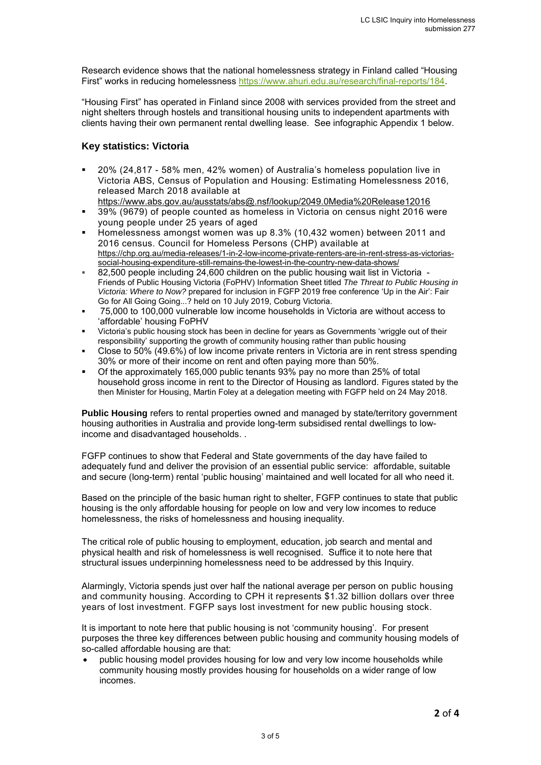Research evidence shows that the national homelessness strategy in Finland called "Housing First" works in reducing homelessness https://www.ahuri.edu.au/research/final-reports/184.

"Housing First" has operated in Finland since 2008 with services provided from the street and night shelters through hostels and transitional housing units to independent apartments with clients having their own permanent rental dwelling lease. See infographic Appendix 1 below.

## Key statistics: Victoria

- 20% (24,817 - 58% men, 42% women) of Australia's homeless population live in Victoria ABS, Census of Population and Housing: Estimating Homelessness 2016, released March 2018 available at https://www.abs.gov.au/ausstats/abs@.nsf/lookup/2049.0Media%20Release12016
- 39% (9679) of people counted as homeless in Victoria on census night 2016 were young people under 25 years of aged
- Homelessness amongst women was up 8.3% (10,432 women) between 2011 and 2016 census. Council for Homeless Persons (CHP) available at https://chp.org.au/media-releases/1-in-2-low-income-private-renters-are-in-rent-stress-as-victorias-social-housing-expenditure-still-remains-the-lowest-in-the-country-new-data-shows/
- 82,500 people including 24,600 children on the public housing wait list in Victoria - Friends of Public Housing Victoria (FoPHV) Information Sheet titled *The Threat to Public Housing in Victoria: Where to Now?* prepared for inclusion in FGFP 2019 free conference 'Up in the Air': Fair Go for All Going Going...? held on 10 July 2019, Coburg Victoria.
- 75,000 to 100,000 vulnerable low income households in Victoria are without access to 'affordable' housing FoPHV
- Victoria's public housing stock has been in decline for years as Governments 'wriggle out of their responsibility' supporting the growth of community housing rather than public housing
- Close to 50% (49.6%) of low income private renters in Victoria are in rent stress spending 30% or more of their income on rent and often paying more than 50%.
- Of the approximately 165,000 public tenants 93% pay no more than 25% of total household gross income in rent to the Director of Housing as landlord. Figures stated by the then Minister for Housing, Martin Foley at a delegation meeting with FGFP held on 24 May 2018.

**Public Housing** refers to rental properties owned and managed by state/territory government housing authorities in Australia and provide long-term subsidised rental dwellings to low-income and disadvantaged households. .

FGFP continues to show that Federal and State governments of the day have failed to adequately fund and deliver the provision of an essential public service: affordable, suitable and secure (long-term) rental 'public housing' maintained and well located for all who need it.

Based on the principle of the basic human right to shelter, FGFP continues to state that public housing is the only affordable housing for people on low and very low incomes to reduce homelessness, the risks of homelessness and housing inequality.

The critical role of public housing to employment, education, job search and mental and physical health and risk of homelessness is well recognised. Suffice it to note here that structural issues underpinning homelessness need to be addressed by this Inquiry.

Alarmingly, Victoria spends just over half the national average per person on public housing and community housing. According to CPH it represents $1.32 billion dollars over three years of lost investment. FGFP says lost investment for new public housing stock.

It is important to note here that public housing is not 'community housing'. For present purposes the three key differences between public housing and community housing models of so-called affordable housing are that:

- public housing model provides housing for low and very low income households while community housing mostly provides housing for households on a wider range of low incomes.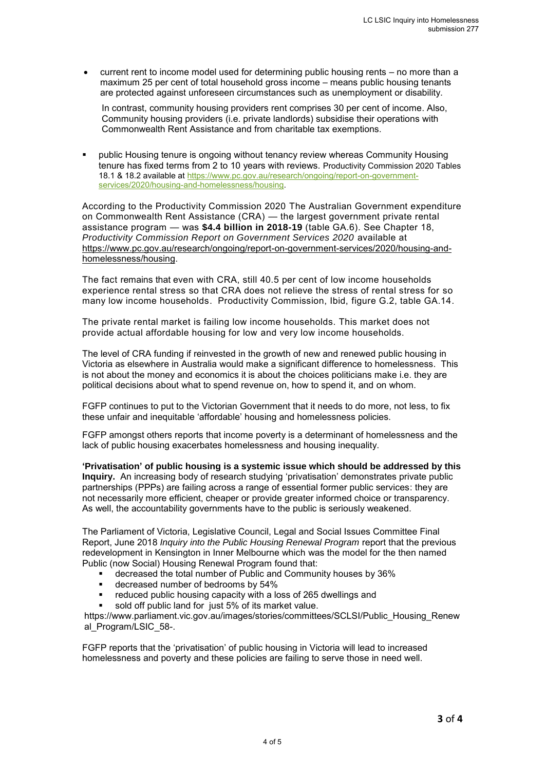- current rent to income model used for determining public housing rents – no more than a maximum 25 per cent of total household gross income – means public housing tenants are protected against unforeseen circumstances such as unemployment or disability.

  In contrast, community housing providers rent comprises 30 per cent of income. Also, Community housing providers (i.e. private landlords) subsidise their operations with Commonwealth Rent Assistance and from charitable tax exemptions.

- public Housing tenure is ongoing without tenancy review whereas Community Housing tenure has fixed terms from 2 to 10 years with reviews. Productivity Commission 2020 Tables 18.1 & 18.2 available at https://www.pc.gov.au/research/ongoing/report-on-government-services/2020/housing-and-homelessness/housing.

According to the Productivity Commission 2020 The Australian Government expenditure on Commonwealth Rent Assistance (CRA) — the largest government private rental assistance program — was **$4.4 billion in 2018-19** (table GA.6). See Chapter 18, *Productivity Commission Report on Government Services 2020* available at https://www.pc.gov.au/research/ongoing/report-on-government-services/2020/housing-and-homelessness/housing.

The fact remains that even with CRA, still 40.5 per cent of low income households experience rental stress so that CRA does not relieve the stress of rental stress for so many low income households. Productivity Commission, Ibid, figure G.2, table GA.14.

The private rental market is failing low income households. This market does not provide actual affordable housing for low and very low income households.

The level of CRA funding if reinvested in the growth of new and renewed public housing in Victoria as elsewhere in Australia would make a significant difference to homelessness. This is not about the money and economics it is about the choices politicians make i.e. they are political decisions about what to spend revenue on, how to spend it, and on whom.

FGFP continues to put to the Victorian Government that it needs to do more, not less, to fix these unfair and inequitable 'affordable' housing and homelessness policies.

FGFP amongst others reports that income poverty is a determinant of homelessness and the lack of public housing exacerbates homelessness and housing inequality.

**'Privatisation' of public housing is a systemic issue which should be addressed by this Inquiry.** An increasing body of research studying 'privatisation' demonstrates private public partnerships (PPPs) are failing across a range of essential former public services: they are not necessarily more efficient, cheaper or provide greater informed choice or transparency. As well, the accountability governments have to the public is seriously weakened.

The Parliament of Victoria, Legislative Council, Legal and Social Issues Committee Final Report, June 2018 *Inquiry into the Public Housing Renewal Program* report that the previous redevelopment in Kensington in Inner Melbourne which was the model for the then named Public (now Social) Housing Renewal Program found that:

- decreased the total number of Public and Community houses by 36%
- decreased number of bedrooms by 54%
- reduced public housing capacity with a loss of 265 dwellings and
- sold off public land for just 5% of its market value.

https://www.parliament.vic.gov.au/images/stories/committees/SCLSI/Public_Housing_Renewal_Program/LSIC_58-.

FGFP reports that the 'privatisation' of public housing in Victoria will lead to increased homelessness and poverty and these policies are failing to serve those in need well.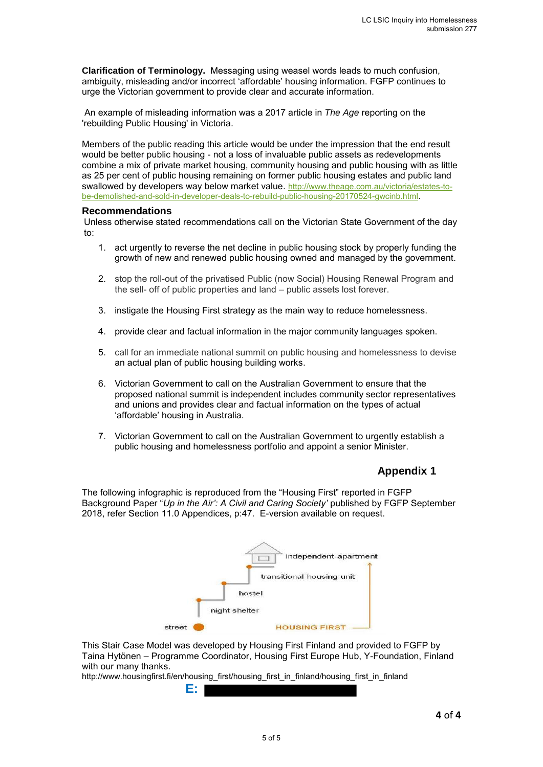**Clarification of Terminology.** Messaging using weasel words leads to much confusion, ambiguity, misleading and/or incorrect 'affordable' housing information. FGFP continues to urge the Victorian government to provide clear and accurate information.

An example of misleading information was a 2017 article in *The Age* reporting on the 'rebuilding Public Housing' in Victoria.

Members of the public reading this article would be under the impression that the end result would be better public housing - not a loss of invaluable public assets as redevelopments combine a mix of private market housing, community housing and public housing with as little as 25 per cent of public housing remaining on former public housing estates and public land swallowed by developers way below market value. http://www.theage.com.au/victoria/estates-to-be-demolished-and-sold-in-developer-deals-to-rebuild-public-housing-20170524-gwcinb.html.

## Recommendations

Unless otherwise stated recommendations call on the Victorian State Government of the day to:

1. act urgently to reverse the net decline in public housing stock by properly funding the growth of new and renewed public housing owned and managed by the government.
2. stop the roll-out of the privatised Public (now Social) Housing Renewal Program and the sell- off of public properties and land – public assets lost forever.
3. instigate the Housing First strategy as the main way to reduce homelessness.
4. provide clear and factual information in the major community languages spoken.
5. call for an immediate national summit on public housing and homelessness to devise an actual plan of public housing building works.
6. Victorian Government to call on the Australian Government to ensure that the proposed national summit is independent includes community sector representatives and unions and provides clear and factual information on the types of actual 'affordable' housing in Australia.
7. Victorian Government to call on the Australian Government to urgently establish a public housing and homelessness portfolio and appoint a senior Minister.

## Appendix 1

The following infographic is reproduced from the "Housing First" reported in FGFP Background Paper "*Up in the Air': A Civil and Caring Society'* published by FGFP September 2018, refer Section 11.0 Appendices, p:47. E-version available on request.

independent apartment
transitional housing unit
hostel
night shelter
street
HOUSING FIRST

This Stair Case Model was developed by Housing First Finland and provided to FGFP by Taina Hytönen – Programme Coordinator, Housing First Europe Hub, Y-Foundation, Finland with our many thanks.
http://www.housingfirst.fi/en/housing_first/housing_first_in_finland/housing_first_in_finland

**E:**